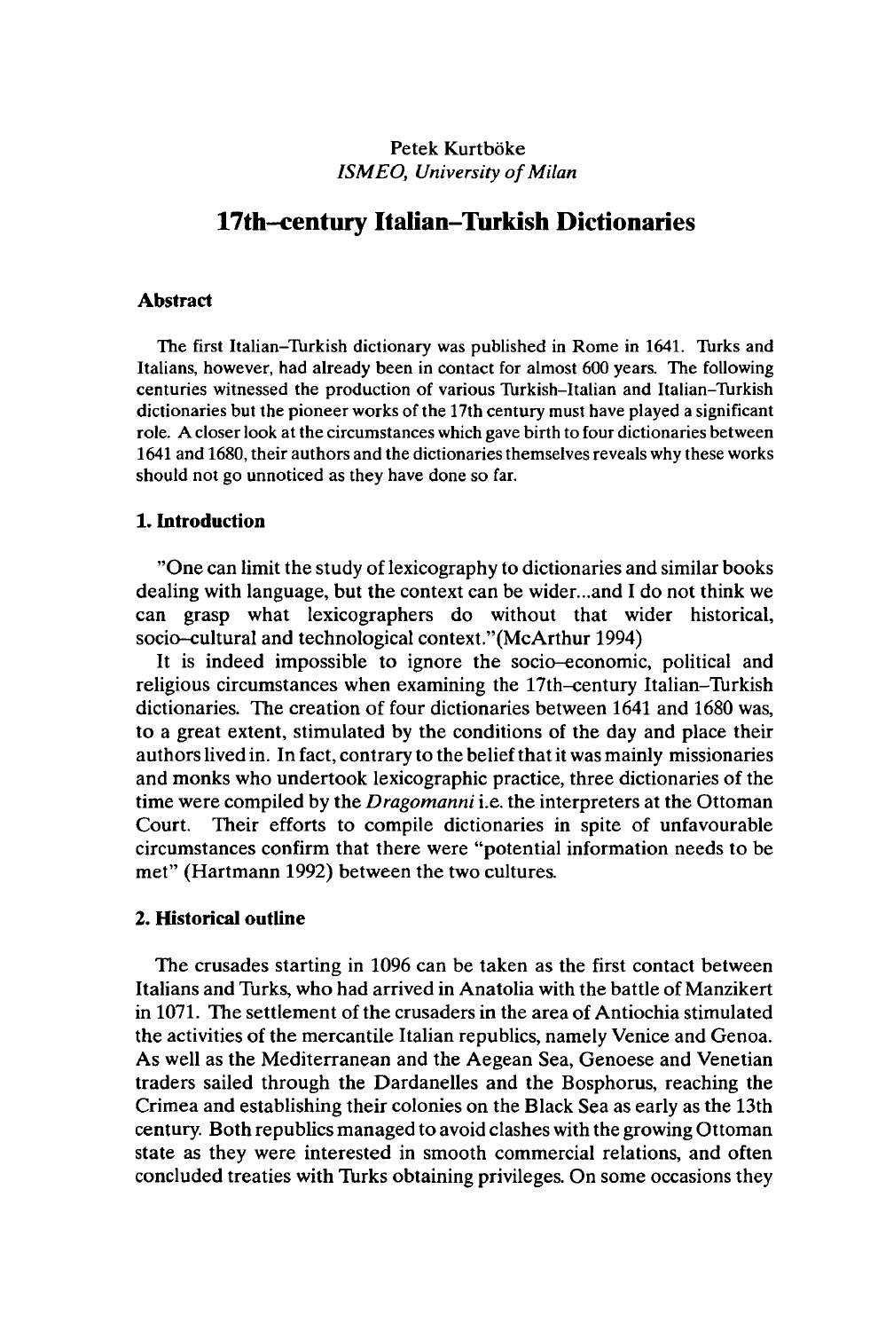Petek Kurtböke
*ISMEO, University of Milan*

# 17th–century Italian–Turkish Dictionaries

## Abstract

The first Italian–Turkish dictionary was published in Rome in 1641. Turks and Italians, however, had already been in contact for almost 600 years. The following centuries witnessed the production of various Turkish–Italian and Italian–Turkish dictionaries but the pioneer works of the 17th century must have played a significant role. A closer look at the circumstances which gave birth to four dictionaries between 1641 and 1680, their authors and the dictionaries themselves reveals why these works should not go unnoticed as they have done so far.

## 1. Introduction

"One can limit the study of lexicography to dictionaries and similar books dealing with language, but the context can be wider...and I do not think we can grasp what lexicographers do without that wider historical, socio–cultural and technological context."(McArthur 1994)

It is indeed impossible to ignore the socio–economic, political and religious circumstances when examining the 17th–century Italian–Turkish dictionaries. The creation of four dictionaries between 1641 and 1680 was, to a great extent, stimulated by the conditions of the day and place their authors lived in. In fact, contrary to the belief that it was mainly missionaries and monks who undertook lexicographic practice, three dictionaries of the time were compiled by the *Dragomanni* i.e. the interpreters at the Ottoman Court. Their efforts to compile dictionaries in spite of unfavourable circumstances confirm that there were "potential information needs to be met" (Hartmann 1992) between the two cultures.

## 2. Historical outline

The crusades starting in 1096 can be taken as the first contact between Italians and Turks, who had arrived in Anatolia with the battle of Manzikert in 1071. The settlement of the crusaders in the area of Antiochia stimulated the activities of the mercantile Italian republics, namely Venice and Genoa. As well as the Mediterranean and the Aegean Sea, Genoese and Venetian traders sailed through the Dardanelles and the Bosphorus, reaching the Crimea and establishing their colonies on the Black Sea as early as the 13th century. Both republics managed to avoid clashes with the growing Ottoman state as they were interested in smooth commercial relations, and often concluded treaties with Turks obtaining privileges. On some occasions they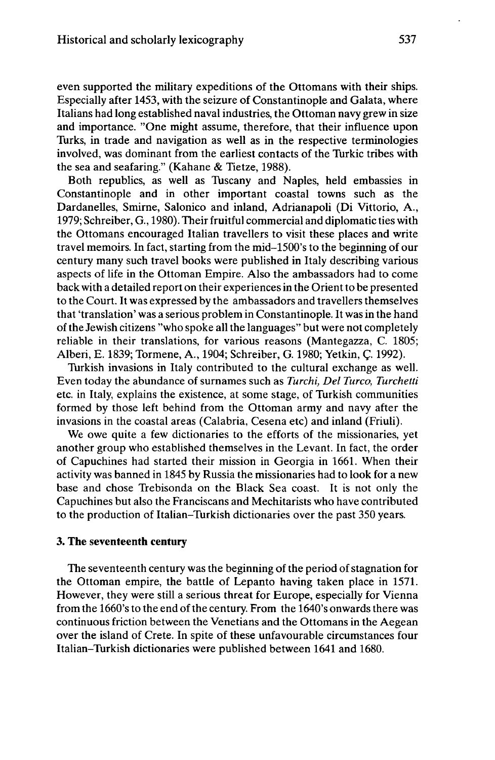even supported the military expeditions of the Ottomans with their ships. Especially after 1453, with the seizure of Constantinople and Galata, where Italians had long established naval industries, the Ottoman navy grew in size and importance. "One might assume, therefore, that their influence upon Turks, in trade and navigation as well as in the respective terminologies involved, was dominant from the earliest contacts of the Turkic tribes with the sea and seafaring." (Kahane & Tietze, 1988).

Both republics, as well as Tuscany and Naples, held embassies in Constantinople and in other important coastal towns such as the Dardanelles, Smirne, Salonico and inland, Adrianapoli (Di Vittorio, A., 1979; Schreiber, G., 1980). Their fruitful commercial and diplomatic ties with the Ottomans encouraged Italian travellers to visit these places and write travel memoirs. In fact, starting from the mid-1500's to the beginning of our century many such travel books were published in Italy describing various aspects of life in the Ottoman Empire. Also the ambassadors had to come back with a detailed report on their experiences in the Orient to be presented to the Court. It was expressed by the ambassadors and travellers themselves that 'translation' was a serious problem in Constantinople. It was in the hand of the Jewish citizens "who spoke all the languages" but were not completely reliable in their translations, for various reasons (Mantegazza, C. 1805; Alberi, E. 1839; Tormene, A., 1904; Schreiber, G. 1980; Yetkin, Ç. 1992).

Turkish invasions in Italy contributed to the cultural exchange as well. Even today the abundance of surnames such as *Turchi, Del Turco, Turchetti* etc. in Italy, explains the existence, at some stage, of Turkish communities formed by those left behind from the Ottoman army and navy after the invasions in the coastal areas (Calabria, Cesena etc) and inland (Friuli).

We owe quite a few dictionaries to the efforts of the missionaries, yet another group who established themselves in the Levant. In fact, the order of Capuchines had started their mission in Georgia in 1661. When their activity was banned in 1845 by Russia the missionaries had to look for a new base and chose Trebisonda on the Black Sea coast. It is not only the Capuchines but also the Franciscans and Mechitarists who have contributed to the production of Italian-Turkish dictionaries over the past 350 years.

## 3. The seventeenth century

The seventeenth century was the beginning of the period of stagnation for the Ottoman empire, the battle of Lepanto having taken place in 1571. However, they were still a serious threat for Europe, especially for Vienna from the 1660's to the end of the century. From the 1640's onwards there was continuous friction between the Venetians and the Ottomans in the Aegean over the island of Crete. In spite of these unfavourable circumstances four Italian-Turkish dictionaries were published between 1641 and 1680.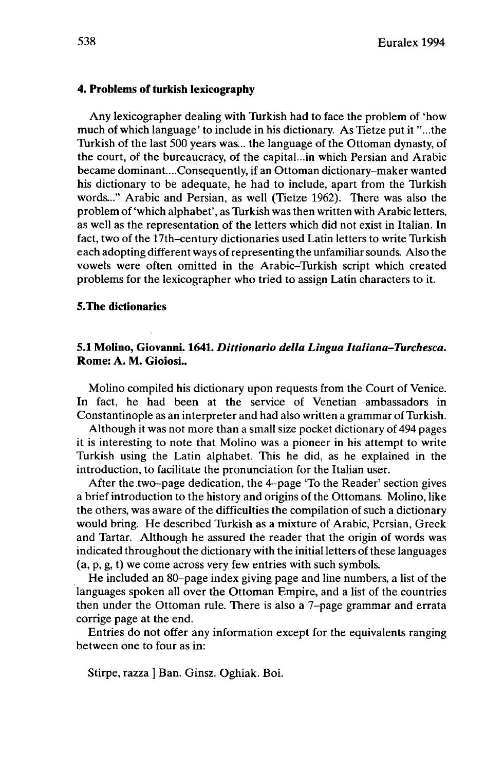## 4. Problems of turkish lexicography

Any lexicographer dealing with Turkish had to face the problem of 'how much of which language' to include in his dictionary. As Tietze put it "...the Turkish of the last 500 years was... the language of the Ottoman dynasty, of the court, of the bureaucracy, of the capital...in which Persian and Arabic became dominant....Consequently, if an Ottoman dictionary-maker wanted his dictionary to be adequate, he had to include, apart from the Turkish words..." Arabic and Persian, as well (Tietze 1962). There was also the problem of 'which alphabet', as Turkish was then written with Arabic letters, as well as the representation of the letters which did not exist in Italian. In fact, two of the 17th-century dictionaries used Latin letters to write Turkish each adopting different ways of representing the unfamiliar sounds. Also the vowels were often omitted in the Arabic-Turkish script which created problems for the lexicographer who tried to assign Latin characters to it.

## 5.The dictionaries

### 5.1 Molino, Giovanni. 1641. *Dittionario della Lingua Italiana-Turchesca.* Rome: A. M. Gioiosi..

Molino compiled his dictionary upon requests from the Court of Venice. In fact, he had been at the service of Venetian ambassadors in Constantinople as an interpreter and had also written a grammar of Turkish.

Although it was not more than a small size pocket dictionary of 494 pages it is interesting to note that Molino was a pioneer in his attempt to write Turkish using the Latin alphabet. This he did, as he explained in the introduction, to facilitate the pronunciation for the Italian user.

After the two-page dedication, the 4-page 'To the Reader' section gives a brief introduction to the history and origins of the Ottomans. Molino, like the others, was aware of the difficulties the compilation of such a dictionary would bring. He described Turkish as a mixture of Arabic, Persian, Greek and Tartar. Although he assured the reader that the origin of words was indicated throughout the dictionary with the initial letters of these languages (a, p, g, t) we come across very few entries with such symbols.

He included an 80-page index giving page and line numbers, a list of the languages spoken all over the Ottoman Empire, and a list of the countries then under the Ottoman rule. There is also a 7-page grammar and errata corrige page at the end.

Entries do not offer any information except for the equivalents ranging between one to four as in:

Stirpe, razza ] Ban. Ginsz. Oghiak. Boi.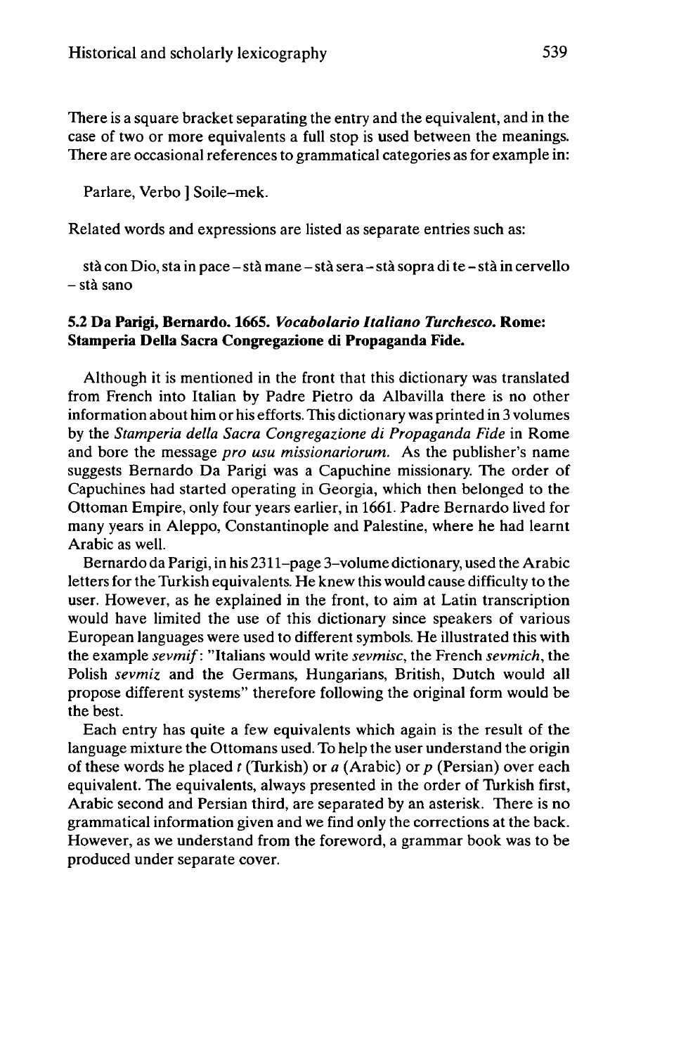There is a square bracket separating the entry and the equivalent, and in the case of two or more equivalents a full stop is used between the meanings. There are occasional references to grammatical categories as for example in:

Parlare, Verbo ] Soile–mek.

Related words and expressions are listed as separate entries such as:

stà con Dio, sta in pace – stà mane – stà sera – stà sopra di te – stà in cervello – stà sano

### 5.2 Da Parigi, Bernardo. 1665. *Vocabolario Italiano Turchesco.* Rome: Stamperia Della Sacra Congregazione di Propaganda Fide.

Although it is mentioned in the front that this dictionary was translated from French into Italian by Padre Pietro da Albavilla there is no other information about him or his efforts. This dictionary was printed in 3 volumes by the *Stamperia della Sacra Congregazione di Propaganda Fide* in Rome and bore the message *pro usu missionariorum.* As the publisher's name suggests Bernardo Da Parigi was a Capuchine missionary. The order of Capuchines had started operating in Georgia, which then belonged to the Ottoman Empire, only four years earlier, in 1661. Padre Bernardo lived for many years in Aleppo, Constantinople and Palestine, where he had learnt Arabic as well.

Bernardo da Parigi, in his 2311–page 3–volume dictionary, used the Arabic letters for the Turkish equivalents. He knew this would cause difficulty to the user. However, as he explained in the front, to aim at Latin transcription would have limited the use of this dictionary since speakers of various European languages were used to different symbols. He illustrated this with the example *sevmif*: "Italians would write *sevmisc*, the French *sevmich*, the Polish *sevmiz* and the Germans, Hungarians, British, Dutch would all propose different systems" therefore following the original form would be the best.

Each entry has quite a few equivalents which again is the result of the language mixture the Ottomans used. To help the user understand the origin of these words he placed *t* (Turkish) or *a* (Arabic) or *p* (Persian) over each equivalent. The equivalents, always presented in the order of Turkish first, Arabic second and Persian third, are separated by an asterisk. There is no grammatical information given and we find only the corrections at the back. However, as we understand from the foreword, a grammar book was to be produced under separate cover.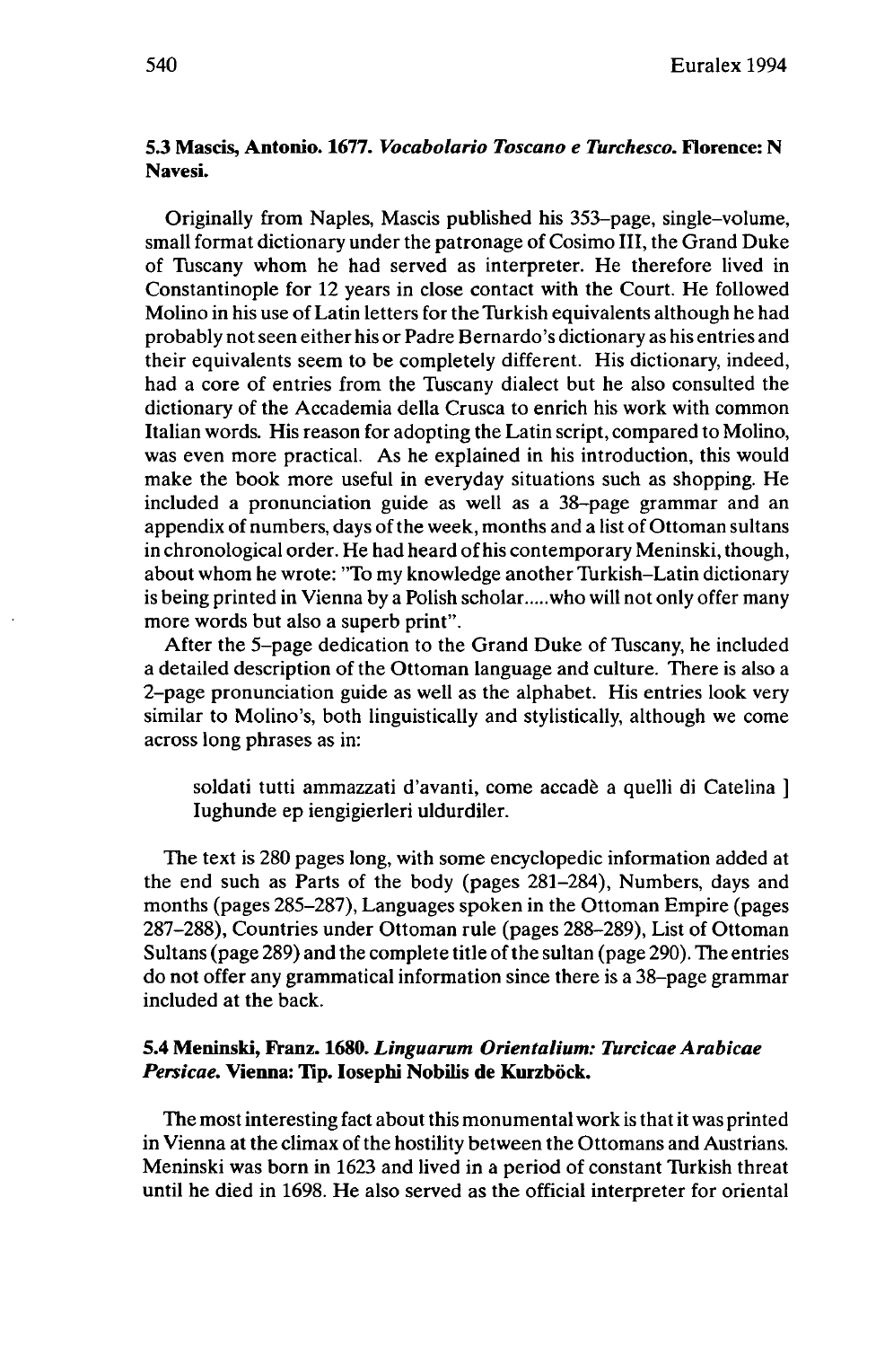### 5.3 Mascis, Antonio. 1677. *Vocabolario Toscano e Turchesco.* Florence: N Navesi.

Originally from Naples, Mascis published his 353–page, single–volume, small format dictionary under the patronage of Cosimo III, the Grand Duke of Tuscany whom he had served as interpreter. He therefore lived in Constantinople for 12 years in close contact with the Court. He followed Molino in his use of Latin letters for the Turkish equivalents although he had probably not seen either his or Padre Bernardo's dictionary as his entries and their equivalents seem to be completely different. His dictionary, indeed, had a core of entries from the Tuscany dialect but he also consulted the dictionary of the Accademia della Crusca to enrich his work with common Italian words. His reason for adopting the Latin script, compared to Molino, was even more practical. As he explained in his introduction, this would make the book more useful in everyday situations such as shopping. He included a pronunciation guide as well as a 38–page grammar and an appendix of numbers, days of the week, months and a list of Ottoman sultans in chronological order. He had heard of his contemporary Meninski, though, about whom he wrote: "To my knowledge another Turkish–Latin dictionary is being printed in Vienna by a Polish scholar.....who will not only offer many more words but also a superb print".

After the 5–page dedication to the Grand Duke of Tuscany, he included a detailed description of the Ottoman language and culture. There is also a 2–page pronunciation guide as well as the alphabet. His entries look very similar to Molino's, both linguistically and stylistically, although we come across long phrases as in:

> soldati tutti ammazzati d'avanti, come accadè a quelli di Catelina ] Iughunde ep iengigierleri uldurdiler.

The text is 280 pages long, with some encyclopedic information added at the end such as Parts of the body (pages 281–284), Numbers, days and months (pages 285–287), Languages spoken in the Ottoman Empire (pages 287–288), Countries under Ottoman rule (pages 288–289), List of Ottoman Sultans (page 289) and the complete title of the sultan (page 290). The entries do not offer any grammatical information since there is a 38–page grammar included at the back.

### 5.4 Meninski, Franz. 1680. *Linguarum Orientalium: Turcicae Arabicae Persicae.* Vienna: Tip. Iosephi Nobilis de Kurzböck.

The most interesting fact about this monumental work is that it was printed in Vienna at the climax of the hostility between the Ottomans and Austrians. Meninski was born in 1623 and lived in a period of constant Turkish threat until he died in 1698. He also served as the official interpreter for oriental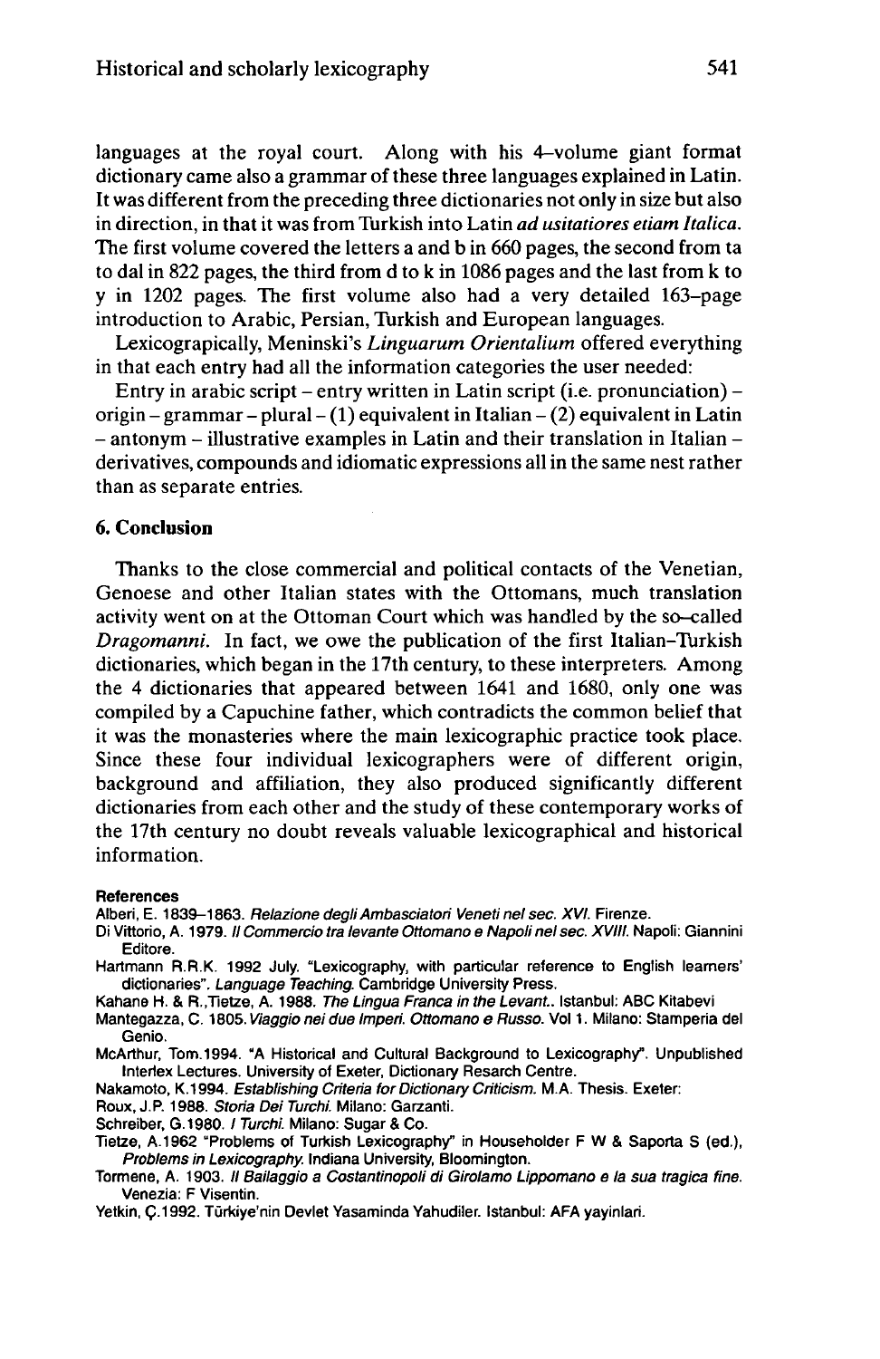languages at the royal court. Along with his 4–volume giant format dictionary came also a grammar of these three languages explained in Latin. It was different from the preceding three dictionaries not only in size but also in direction, in that it was from Turkish into Latin *ad usitatiores etiam Italica*. The first volume covered the letters a and b in 660 pages, the second from ta to dal in 822 pages, the third from d to k in 1086 pages and the last from k to y in 1202 pages. The first volume also had a very detailed 163–page introduction to Arabic, Persian, Turkish and European languages.

Lexicograpically, Meninski's *Linguarum Orientalium* offered everything in that each entry had all the information categories the user needed:

Entry in arabic script – entry written in Latin script (i.e. pronunciation) – origin – grammar – plural – (1) equivalent in Italian – (2) equivalent in Latin – antonym – illustrative examples in Latin and their translation in Italian – derivatives, compounds and idiomatic expressions all in the same nest rather than as separate entries.

## 6. Conclusion

Thanks to the close commercial and political contacts of the Venetian, Genoese and other Italian states with the Ottomans, much translation activity went on at the Ottoman Court which was handled by the so–called *Dragomanni*. In fact, we owe the publication of the first Italian–Turkish dictionaries, which began in the 17th century, to these interpreters. Among the 4 dictionaries that appeared between 1641 and 1680, only one was compiled by a Capuchine father, which contradicts the common belief that it was the monasteries where the main lexicographic practice took place. Since these four individual lexicographers were of different origin, background and affiliation, they also produced significantly different dictionaries from each other and the study of these contemporary works of the 17th century no doubt reveals valuable lexicographical and historical information.

### References

Alberi, E. 1839–1863. *Relazione degli Ambasciatori Veneti nel sec. XVI.* Firenze.

Di Vittorio, A. 1979. *Il Commercio tra levante Ottomano e Napoli nel sec. XVIII.* Napoli: Giannini Editore.

Hartmann R.R.K. 1992 July. "Lexicography, with particular reference to English learners' dictionaries". *Language Teaching.* Cambridge University Press.

Kahane H. & R.,Tietze, A. 1988. *The Lingua Franca in the Levant..* Istanbul: ABC Kitabevi

Mantegazza, C. 1805. *Viaggio nei due Imperi. Ottomano e Russo.* Vol 1. Milano: Stamperia del Genio.

McArthur, Tom.1994. "A Historical and Cultural Background to Lexicography". Unpublished Interlex Lectures. University of Exeter, Dictionary Resarch Centre.

Nakamoto, K.1994. *Establishing Criteria for Dictionary Criticism.* M.A. Thesis. Exeter:

Roux, J.P. 1988. *Storia Dei Turchi.* Milano: Garzanti.

Schreiber, G.1980. *I Turchi.* Milano: Sugar & Co.

Tietze, A.1962 "Problems of Turkish Lexicography" in Householder F W & Saporta S (ed.), *Problems in Lexicography.* Indiana University, Bloomington.

Tormene, A. 1903. *Il Bailaggio a Costantinopoli di Girolamo Lippomano e la sua tragica fine.* Venezia: F Visentin.

Yetkin, Ç.1992. Türkiye'nin Devlet Yasaminda Yahudiler. Istanbul: AFA yayinlari.